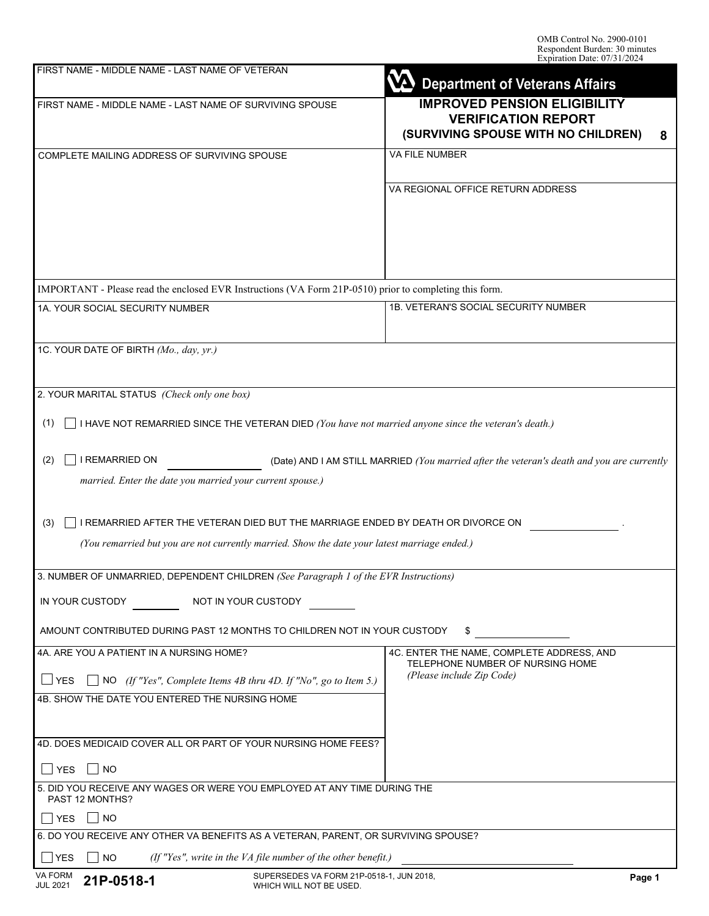OMB Control No. 2900-0101
Respondent Burden: 30 minutes
Expiration Date: 07/31/2024

**Department of Veterans Affairs**

# IMPROVED PENSION ELIGIBILITY VERIFICATION REPORT (SURVIVING SPOUSE WITH NO CHILDREN) 8

FIRST NAME - MIDDLE NAME - LAST NAME OF VETERAN

FIRST NAME - MIDDLE NAME - LAST NAME OF SURVIVING SPOUSE

COMPLETE MAILING ADDRESS OF SURVIVING SPOUSE

VA FILE NUMBER

VA REGIONAL OFFICE RETURN ADDRESS

IMPORTANT - Please read the enclosed EVR Instructions (VA Form 21P-0510) prior to completing this form.

1A. YOUR SOCIAL SECURITY NUMBER

1B. VETERAN'S SOCIAL SECURITY NUMBER

1C. YOUR DATE OF BIRTH *(Mo., day, yr.)*

2. YOUR MARITAL STATUS *(Check only one box)*

(1) ☐ I HAVE NOT REMARRIED SINCE THE VETERAN DIED *(You have not married anyone since the veteran's death.)*

(2) ☐ I REMARRIED ON \_\_\_\_\_\_\_\_\_\_ (Date) AND I AM STILL MARRIED *(You married after the veteran's death and you are currently married. Enter the date you married your current spouse.)*

(3) ☐ I REMARRIED AFTER THE VETERAN DIED BUT THE MARRIAGE ENDED BY DEATH OR DIVORCE ON \_\_\_\_\_\_\_\_\_\_ .
*(You remarried but you are not currently married. Show the date your latest marriage ended.)*

3. NUMBER OF UNMARRIED, DEPENDENT CHILDREN *(See Paragraph 1 of the EVR Instructions)*

IN YOUR CUSTODY \_\_\_\_\_\_ NOT IN YOUR CUSTODY \_\_\_\_\_\_

AMOUNT CONTRIBUTED DURING PAST 12 MONTHS TO CHILDREN NOT IN YOUR CUSTODY $ \_\_\_\_\_\_\_\_\_\_

4A. ARE YOU A PATIENT IN A NURSING HOME?

☐ YES ☐ NO *(If "Yes", Complete Items 4B thru 4D. If "No", go to Item 5.)*

4B. SHOW THE DATE YOU ENTERED THE NURSING HOME

4C. ENTER THE NAME, COMPLETE ADDRESS, AND TELEPHONE NUMBER OF NURSING HOME *(Please include Zip Code)*

4D. DOES MEDICAID COVER ALL OR PART OF YOUR NURSING HOME FEES?

☐ YES ☐ NO

5. DID YOU RECEIVE ANY WAGES OR WERE YOU EMPLOYED AT ANY TIME DURING THE PAST 12 MONTHS?

☐ YES ☐ NO

6. DO YOU RECEIVE ANY OTHER VA BENEFITS AS A VETERAN, PARENT, OR SURVIVING SPOUSE?

☐ YES ☐ NO *(If "Yes", write in the VA file number of the other benefit.)* \_\_\_\_\_\_\_\_\_\_

VA FORM JUL 2021 **21P-0518-1** SUPERSEDES VA FORM 21P-0518-1, JUN 2018, WHICH WILL NOT BE USED.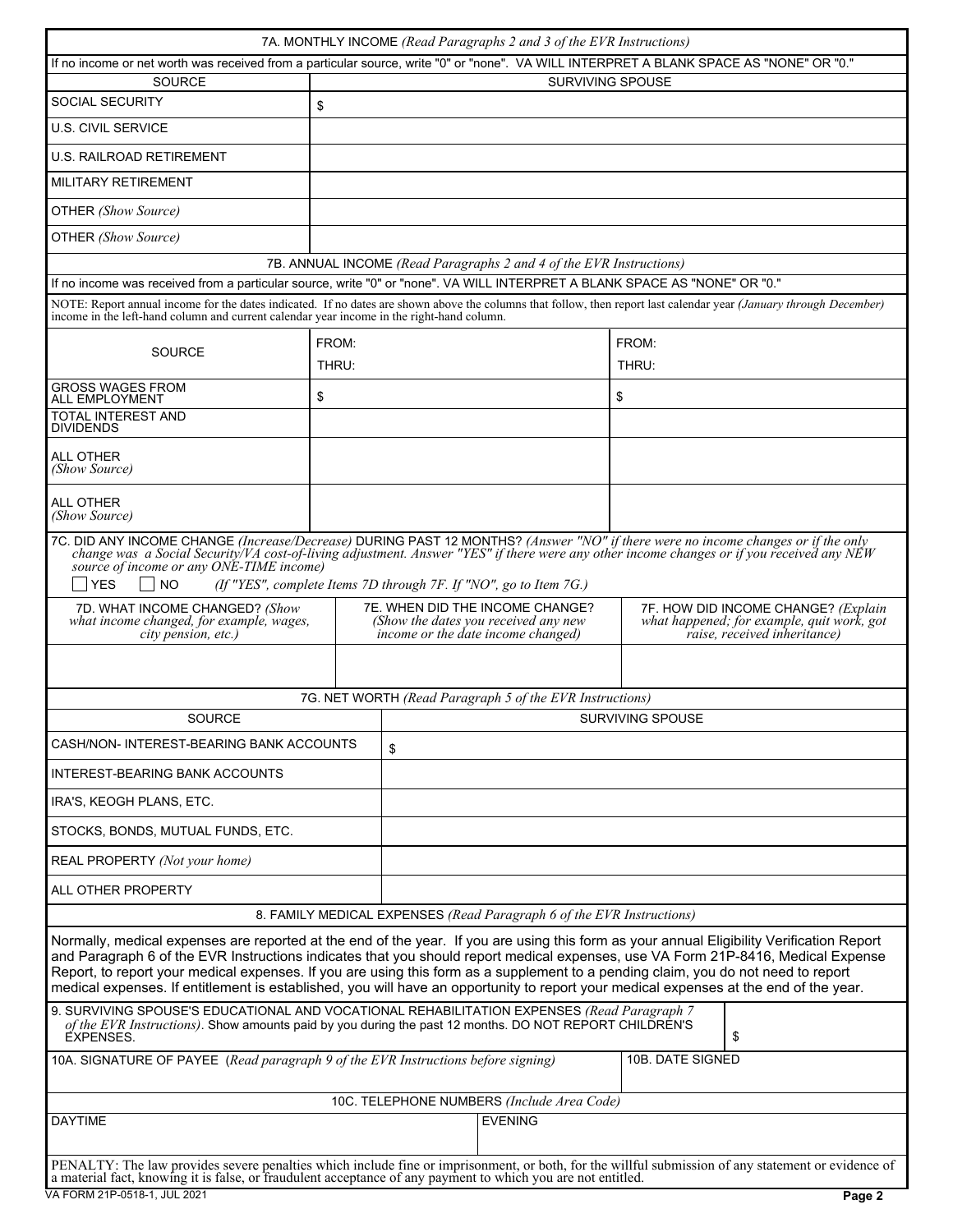## 7A. MONTHLY INCOME *(Read Paragraphs 2 and 3 of the EVR Instructions)*

If no income or net worth was received from a particular source, write "0" or "none". VA WILL INTERPRET A BLANK SPACE AS "NONE" OR "0."

| SOURCE | SURVIVING SPOUSE |
|---|---|
| SOCIAL SECURITY | $ |
| U.S. CIVIL SERVICE | |
| U.S. RAILROAD RETIREMENT | |
| MILITARY RETIREMENT | |
| OTHER *(Show Source)* | |
| OTHER *(Show Source)* | |

## 7B. ANNUAL INCOME *(Read Paragraphs 2 and 4 of the EVR Instructions)*

If no income was received from a particular source, write "0" or "none". VA WILL INTERPRET A BLANK SPACE AS "NONE" OR "0."

NOTE: Report annual income for the dates indicated. If no dates are shown above the columns that follow, then report last calendar year *(January through December)* income in the left-hand column and current calendar year income in the right-hand column.

| SOURCE | FROM: THRU: | FROM: THRU: |
|---|---|---|
| GROSS WAGES FROM ALL EMPLOYMENT | $ | $ |
| TOTAL INTEREST AND DIVIDENDS | | |
| ALL OTHER *(Show Source)* | | |
| ALL OTHER *(Show Source)* | | |

7C. DID ANY INCOME CHANGE *(Increase/Decrease)* DURING PAST 12 MONTHS? *(Answer "NO" if there were no income changes or if the only change was a Social Security/VA cost-of-living adjustment. Answer "YES" if there were any other income changes or if you received any NEW source of income or any ONE-TIME income)*

☐ YES ☐ NO *(If "YES", complete Items 7D through 7F. If "NO", go to Item 7G.)*

| 7D. WHAT INCOME CHANGED? *(Show what income changed, for example, wages, city pension, etc.)* | 7E. WHEN DID THE INCOME CHANGE? *(Show the dates you received any new income or the date income changed)* | 7F. HOW DID INCOME CHANGE? *(Explain what happened; for example, quit work, got raise, received inheritance)* |
|---|---|---|
| | | |

## 7G. NET WORTH *(Read Paragraph 5 of the EVR Instructions)*

| SOURCE | SURVIVING SPOUSE |
|---|---|
| CASH/NON- INTEREST-BEARING BANK ACCOUNTS | $ |
| INTEREST-BEARING BANK ACCOUNTS | |
| IRA'S, KEOGH PLANS, ETC. | |
| STOCKS, BONDS, MUTUAL FUNDS, ETC. | |
| REAL PROPERTY *(Not your home)* | |
| ALL OTHER PROPERTY | |

## 8. FAMILY MEDICAL EXPENSES *(Read Paragraph 6 of the EVR Instructions)*

Normally, medical expenses are reported at the end of the year. If you are using this form as your annual Eligibility Verification Report and Paragraph 6 of the EVR Instructions indicates that you should report medical expenses, use VA Form 21P-8416, Medical Expense Report, to report your medical expenses. If you are using this form as a supplement to a pending claim, you do not need to report medical expenses. If entitlement is established, you will have an opportunity to report your medical expenses at the end of the year.

9. SURVIVING SPOUSE'S EDUCATIONAL AND VOCATIONAL REHABILITATION EXPENSES *(Read Paragraph 7 of the EVR Instructions)*. Show amounts paid by you during the past 12 months. DO NOT REPORT CHILDREN'S EXPENSES. $

| 10A. SIGNATURE OF PAYEE *(Read paragraph 9 of the EVR Instructions before signing)* | 10B. DATE SIGNED |
|---|---|
| | |

10C. TELEPHONE NUMBERS *(Include Area Code)*

| DAYTIME | EVENING |
|---|---|
| | |

PENALTY: The law provides severe penalties which include fine or imprisonment, or both, for the willful submission of any statement or evidence of a material fact, knowing it is false, or fraudulent acceptance of any payment to which you are not entitled.

VA FORM 21P-0518-1, JUL 2021